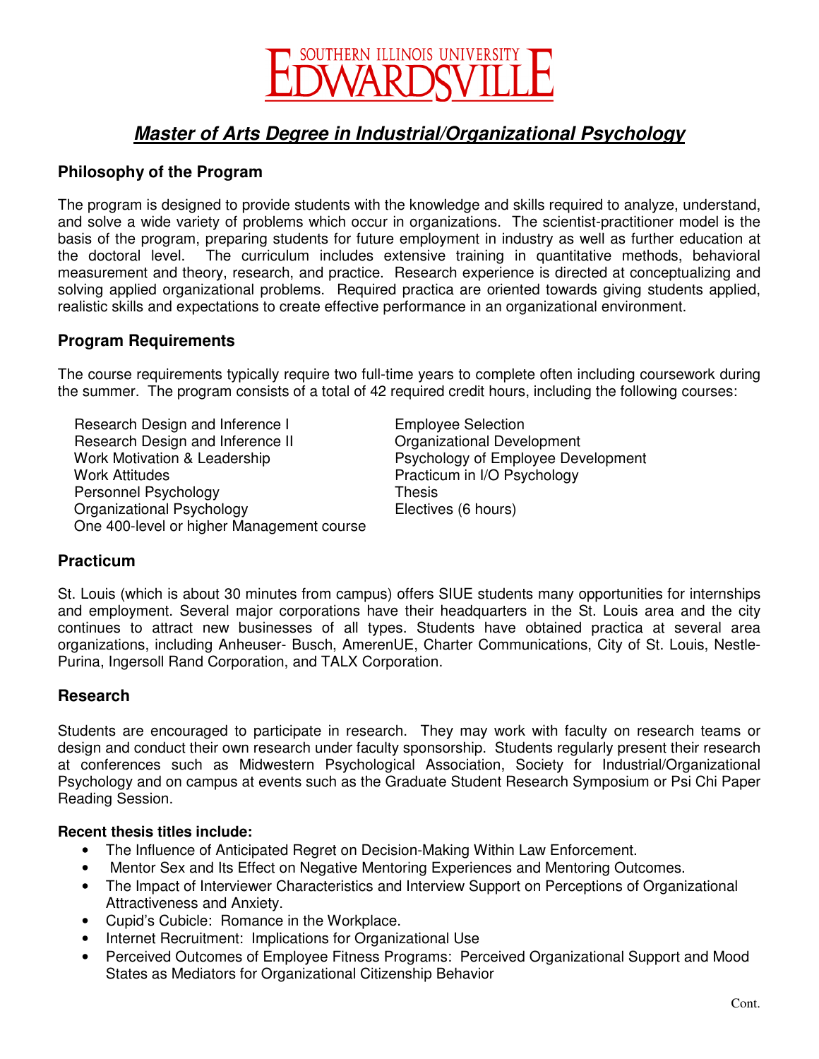SOUTHERN ILLINOIS UNIVERSITY EDWARDSVILLE

# ***Master of Arts Degree in Industrial/Organizational Psychology***

## Philosophy of the Program

The program is designed to provide students with the knowledge and skills required to analyze, understand, and solve a wide variety of problems which occur in organizations. The scientist-practitioner model is the basis of the program, preparing students for future employment in industry as well as further education at the doctoral level. The curriculum includes extensive training in quantitative methods, behavioral measurement and theory, research, and practice. Research experience is directed at conceptualizing and solving applied organizational problems. Required practica are oriented towards giving students applied, realistic skills and expectations to create effective performance in an organizational environment.

## Program Requirements

The course requirements typically require two full-time years to complete often including coursework during the summer. The program consists of a total of 42 required credit hours, including the following courses:

- Research Design and Inference I
- Research Design and Inference II
- Work Motivation & Leadership
- Work Attitudes
- Personnel Psychology
- Organizational Psychology
- One 400-level or higher Management course
- Employee Selection
- Organizational Development
- Psychology of Employee Development
- Practicum in I/O Psychology
- Thesis
- Electives (6 hours)

## Practicum

St. Louis (which is about 30 minutes from campus) offers SIUE students many opportunities for internships and employment. Several major corporations have their headquarters in the St. Louis area and the city continues to attract new businesses of all types. Students have obtained practica at several area organizations, including Anheuser- Busch, AmerenUE, Charter Communications, City of St. Louis, Nestle-Purina, Ingersoll Rand Corporation, and TALX Corporation.

## Research

Students are encouraged to participate in research. They may work with faculty on research teams or design and conduct their own research under faculty sponsorship. Students regularly present their research at conferences such as Midwestern Psychological Association, Society for Industrial/Organizational Psychology and on campus at events such as the Graduate Student Research Symposium or Psi Chi Paper Reading Session.

**Recent thesis titles include:**

- The Influence of Anticipated Regret on Decision-Making Within Law Enforcement.
- Mentor Sex and Its Effect on Negative Mentoring Experiences and Mentoring Outcomes.
- The Impact of Interviewer Characteristics and Interview Support on Perceptions of Organizational Attractiveness and Anxiety.
- Cupid's Cubicle: Romance in the Workplace.
- Internet Recruitment: Implications for Organizational Use
- Perceived Outcomes of Employee Fitness Programs: Perceived Organizational Support and Mood States as Mediators for Organizational Citizenship Behavior

Cont.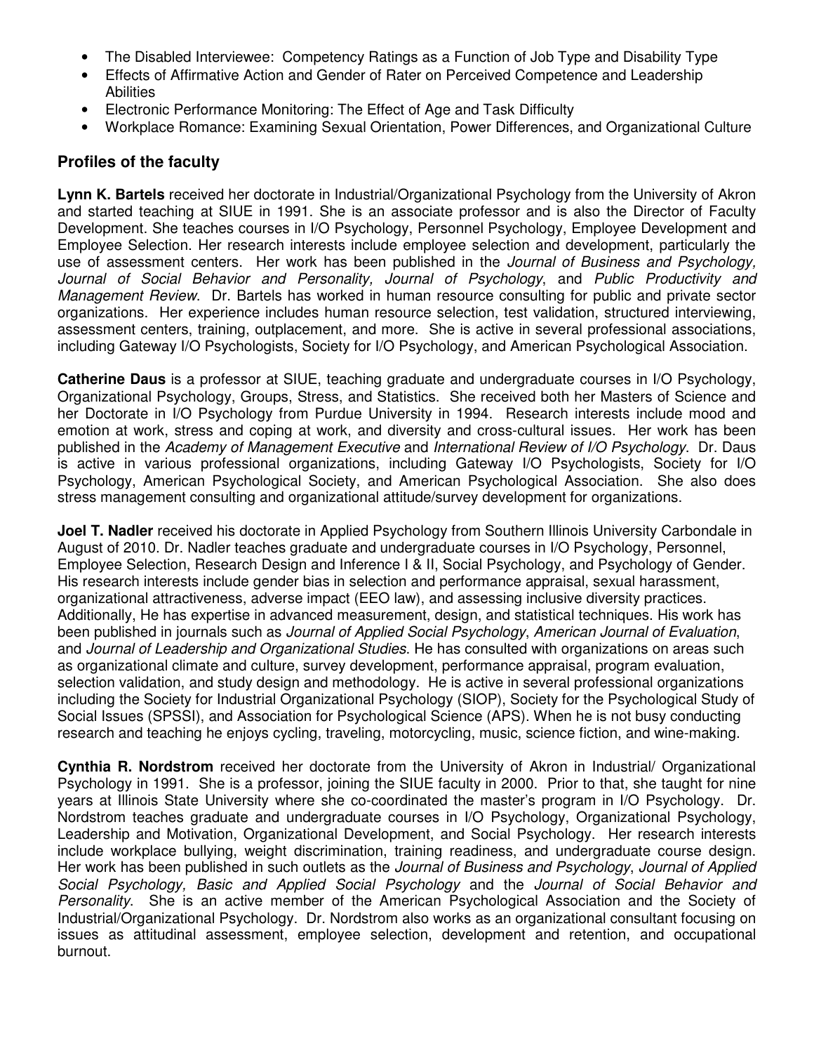- The Disabled Interviewee: Competency Ratings as a Function of Job Type and Disability Type
- Effects of Affirmative Action and Gender of Rater on Perceived Competence and Leadership Abilities
- Electronic Performance Monitoring: The Effect of Age and Task Difficulty
- Workplace Romance: Examining Sexual Orientation, Power Differences, and Organizational Culture

## Profiles of the faculty

**Lynn K. Bartels** received her doctorate in Industrial/Organizational Psychology from the University of Akron and started teaching at SIUE in 1991. She is an associate professor and is also the Director of Faculty Development. She teaches courses in I/O Psychology, Personnel Psychology, Employee Development and Employee Selection. Her research interests include employee selection and development, particularly the use of assessment centers. Her work has been published in the *Journal of Business and Psychology, Journal of Social Behavior and Personality, Journal of Psychology*, and *Public Productivity and Management Review*. Dr. Bartels has worked in human resource consulting for public and private sector organizations. Her experience includes human resource selection, test validation, structured interviewing, assessment centers, training, outplacement, and more. She is active in several professional associations, including Gateway I/O Psychologists, Society for I/O Psychology, and American Psychological Association.

**Catherine Daus** is a professor at SIUE, teaching graduate and undergraduate courses in I/O Psychology, Organizational Psychology, Groups, Stress, and Statistics. She received both her Masters of Science and her Doctorate in I/O Psychology from Purdue University in 1994. Research interests include mood and emotion at work, stress and coping at work, and diversity and cross-cultural issues. Her work has been published in the *Academy of Management Executive* and *International Review of I/O Psychology*. Dr. Daus is active in various professional organizations, including Gateway I/O Psychologists, Society for I/O Psychology, American Psychological Society, and American Psychological Association. She also does stress management consulting and organizational attitude/survey development for organizations.

**Joel T. Nadler** received his doctorate in Applied Psychology from Southern Illinois University Carbondale in August of 2010. Dr. Nadler teaches graduate and undergraduate courses in I/O Psychology, Personnel, Employee Selection, Research Design and Inference I & II, Social Psychology, and Psychology of Gender. His research interests include gender bias in selection and performance appraisal, sexual harassment, organizational attractiveness, adverse impact (EEO law), and assessing inclusive diversity practices. Additionally, He has expertise in advanced measurement, design, and statistical techniques. His work has been published in journals such as *Journal of Applied Social Psychology*, *American Journal of Evaluation*, and *Journal of Leadership and Organizational Studies*. He has consulted with organizations on areas such as organizational climate and culture, survey development, performance appraisal, program evaluation, selection validation, and study design and methodology. He is active in several professional organizations including the Society for Industrial Organizational Psychology (SIOP), Society for the Psychological Study of Social Issues (SPSSI), and Association for Psychological Science (APS). When he is not busy conducting research and teaching he enjoys cycling, traveling, motorcycling, music, science fiction, and wine-making.

**Cynthia R. Nordstrom** received her doctorate from the University of Akron in Industrial/ Organizational Psychology in 1991. She is a professor, joining the SIUE faculty in 2000. Prior to that, she taught for nine years at Illinois State University where she co-coordinated the master's program in I/O Psychology. Dr. Nordstrom teaches graduate and undergraduate courses in I/O Psychology, Organizational Psychology, Leadership and Motivation, Organizational Development, and Social Psychology. Her research interests include workplace bullying, weight discrimination, training readiness, and undergraduate course design. Her work has been published in such outlets as the *Journal of Business and Psychology*, *Journal of Applied Social Psychology, Basic and Applied Social Psychology* and the *Journal of Social Behavior and Personality*. She is an active member of the American Psychological Association and the Society of Industrial/Organizational Psychology. Dr. Nordstrom also works as an organizational consultant focusing on issues as attitudinal assessment, employee selection, development and retention, and occupational burnout.